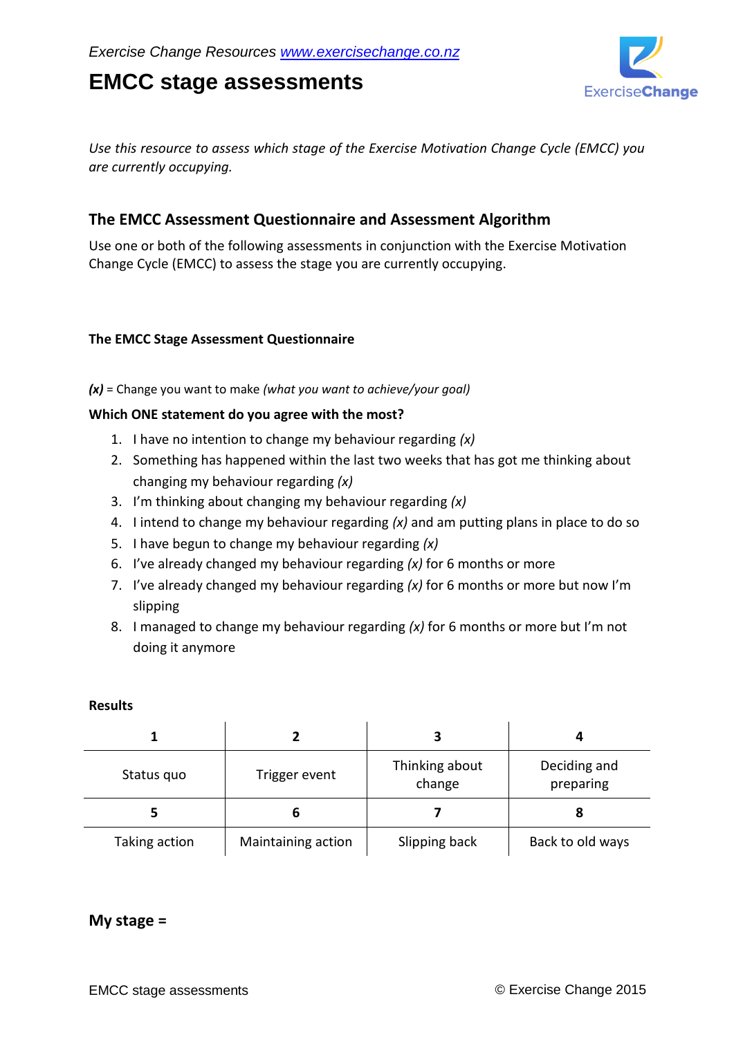*Exercise Change Resources* *www.exercisechange.co.nz*

# EMCC stage assessments

*Use this resource to assess which stage of the Exercise Motivation Change Cycle (EMCC) you are currently occupying.*

## The EMCC Assessment Questionnaire and Assessment Algorithm

Use one or both of the following assessments in conjunction with the Exercise Motivation Change Cycle (EMCC) to assess the stage you are currently occupying.

### The EMCC Stage Assessment Questionnaire

***(x)*** = Change you want to make *(what you want to achieve/your goal)*

**Which ONE statement do you agree with the most?**

1. I have no intention to change my behaviour regarding *(x)*
2. Something has happened within the last two weeks that has got me thinking about changing my behaviour regarding *(x)*
3. I'm thinking about changing my behaviour regarding *(x)*
4. I intend to change my behaviour regarding *(x)* and am putting plans in place to do so
5. I have begun to change my behaviour regarding *(x)*
6. I've already changed my behaviour regarding *(x)* for 6 months or more
7. I've already changed my behaviour regarding *(x)* for 6 months or more but now I'm slipping
8. I managed to change my behaviour regarding *(x)* for 6 months or more but I'm not doing it anymore

**Results**

| 1 | 2 | 3 | 4 |
|---|---|---|---|
| Status quo | Trigger event | Thinking about change | Deciding and preparing |
| **5** | **6** | **7** | **8** |
| Taking action | Maintaining action | Slipping back | Back to old ways |

**My stage =**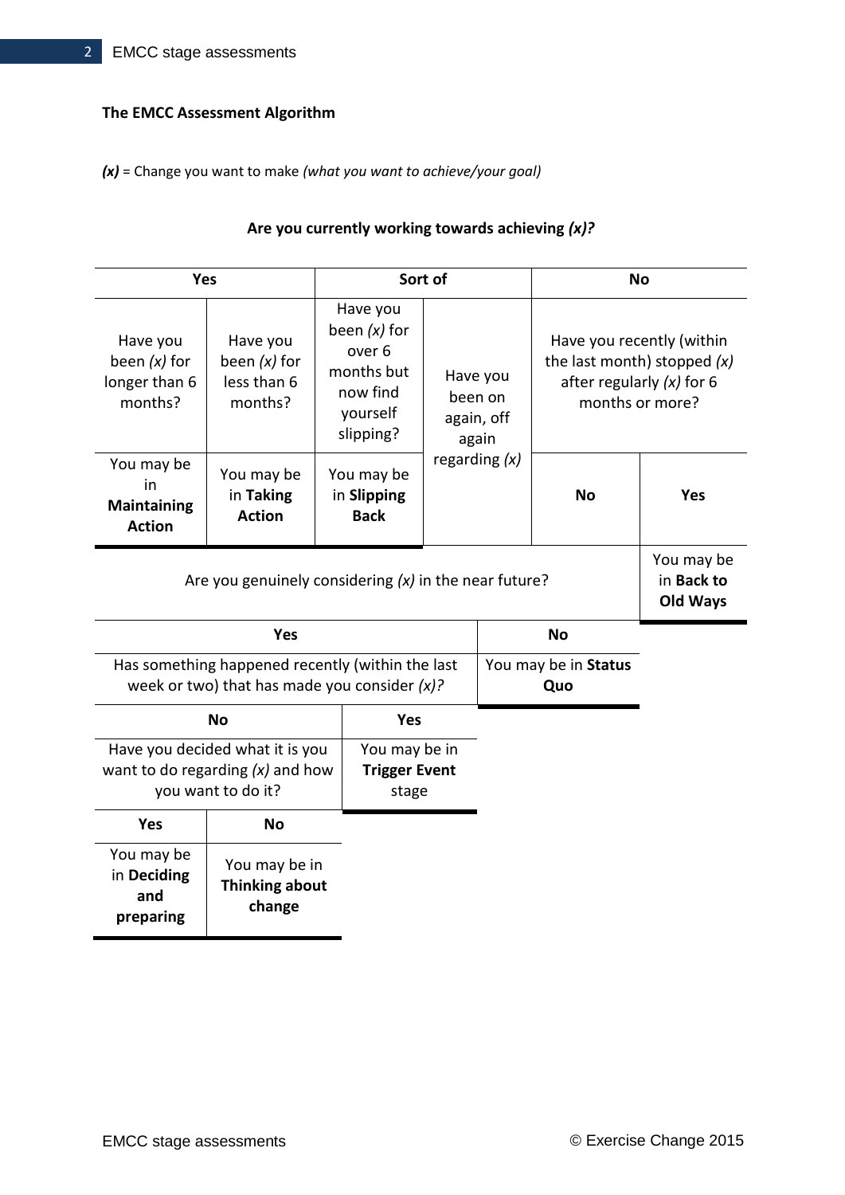**The EMCC Assessment Algorithm**

***(x)*** = Change you want to make *(what you want to achieve/your goal)*

**Are you currently working towards achieving *(x)?***

| **Yes** | | **Sort of** | | **No** | |
|---|---|---|---|---|---|
| Have you been *(x)* for longer than 6 months? | Have you been *(x)* for less than 6 months? | Have you been *(x)* for over 6 months but now find yourself slipping? | Have you been on again, off again regarding *(x)* | Have you recently (within the last month) stopped *(x)* after regularly *(x)* for 6 months or more? | |
| You may be in **Maintaining Action** | You may be in **Taking Action** | You may be in **Slipping Back** | | **No** | **Yes** |
| | | | | | You may be in **Back to Old Ways** |

Are you genuinely considering *(x)* in the near future?

| **Yes** | | **No** |
|---|---|---|
| Has something happened recently (within the last week or two) that has made you consider *(x)?* | | You may be in **Status Quo** |
| **No** | **Yes** | |
| Have you decided what it is you want to do regarding *(x)* and how you want to do it? | You may be in **Trigger Event** stage | |

| **Yes** | **No** |
|---|---|
| You may be in **Deciding and preparing** | You may be in **Thinking about change** |